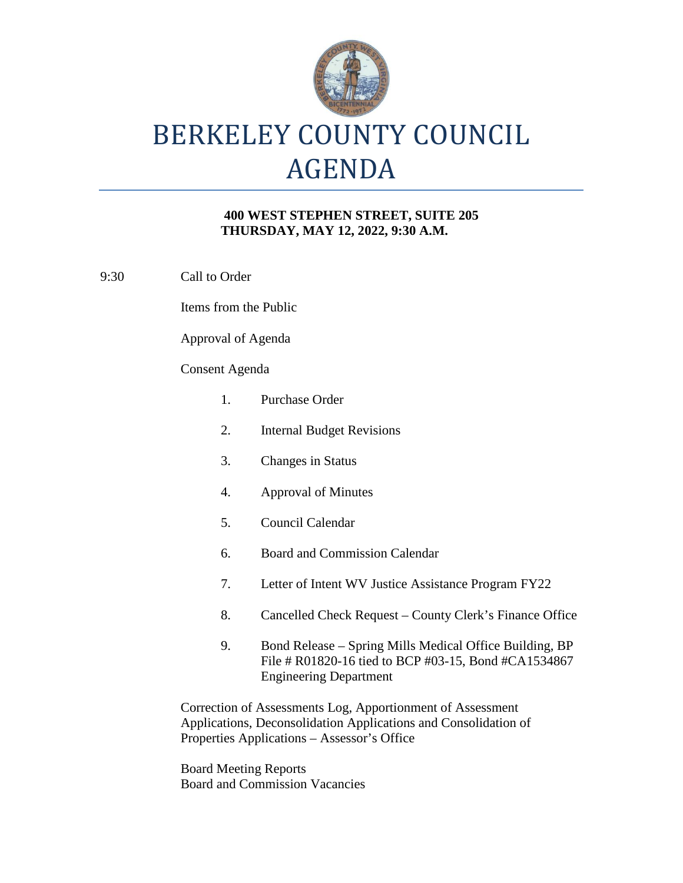# BERKELEY COUNTY COUNCIL AGENDA

**400 WEST STEPHEN STREET, SUITE 205**
**THURSDAY, MAY 12, 2022, 9:30 A.M.**

9:30 Call to Order

Items from the Public

Approval of Agenda

Consent Agenda

1. Purchase Order
2. Internal Budget Revisions
3. Changes in Status
4. Approval of Minutes
5. Council Calendar
6. Board and Commission Calendar
7. Letter of Intent WV Justice Assistance Program FY22
8. Cancelled Check Request – County Clerk's Finance Office
9. Bond Release – Spring Mills Medical Office Building, BP File # R01820-16 tied to BCP #03-15, Bond #CA1534867 Engineering Department

Correction of Assessments Log, Apportionment of Assessment Applications, Deconsolidation Applications and Consolidation of Properties Applications – Assessor's Office

Board Meeting Reports
Board and Commission Vacancies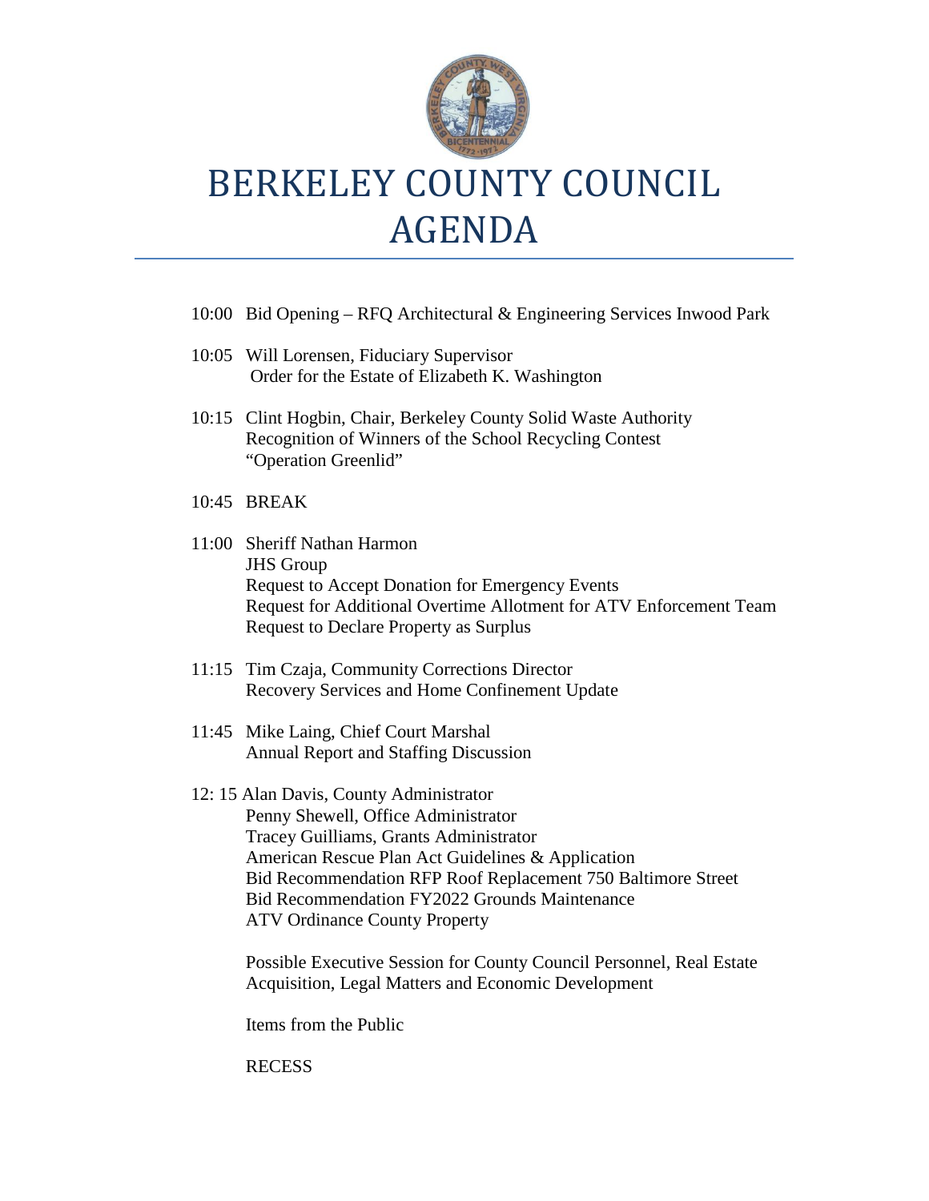# BERKELEY COUNTY COUNCIL AGENDA

10:00 Bid Opening – RFQ Architectural & Engineering Services Inwood Park

10:05 Will Lorensen, Fiduciary Supervisor
Order for the Estate of Elizabeth K. Washington

10:15 Clint Hogbin, Chair, Berkeley County Solid Waste Authority
Recognition of Winners of the School Recycling Contest
"Operation Greenlid"

10:45 BREAK

11:00 Sheriff Nathan Harmon
JHS Group
Request to Accept Donation for Emergency Events
Request for Additional Overtime Allotment for ATV Enforcement Team
Request to Declare Property as Surplus

11:15 Tim Czaja, Community Corrections Director
Recovery Services and Home Confinement Update

11:45 Mike Laing, Chief Court Marshal
Annual Report and Staffing Discussion

12: 15 Alan Davis, County Administrator
Penny Shewell, Office Administrator
Tracey Guilliams, Grants Administrator
American Rescue Plan Act Guidelines & Application
Bid Recommendation RFP Roof Replacement 750 Baltimore Street
Bid Recommendation FY2022 Grounds Maintenance
ATV Ordinance County Property

Possible Executive Session for County Council Personnel, Real Estate Acquisition, Legal Matters and Economic Development

Items from the Public

RECESS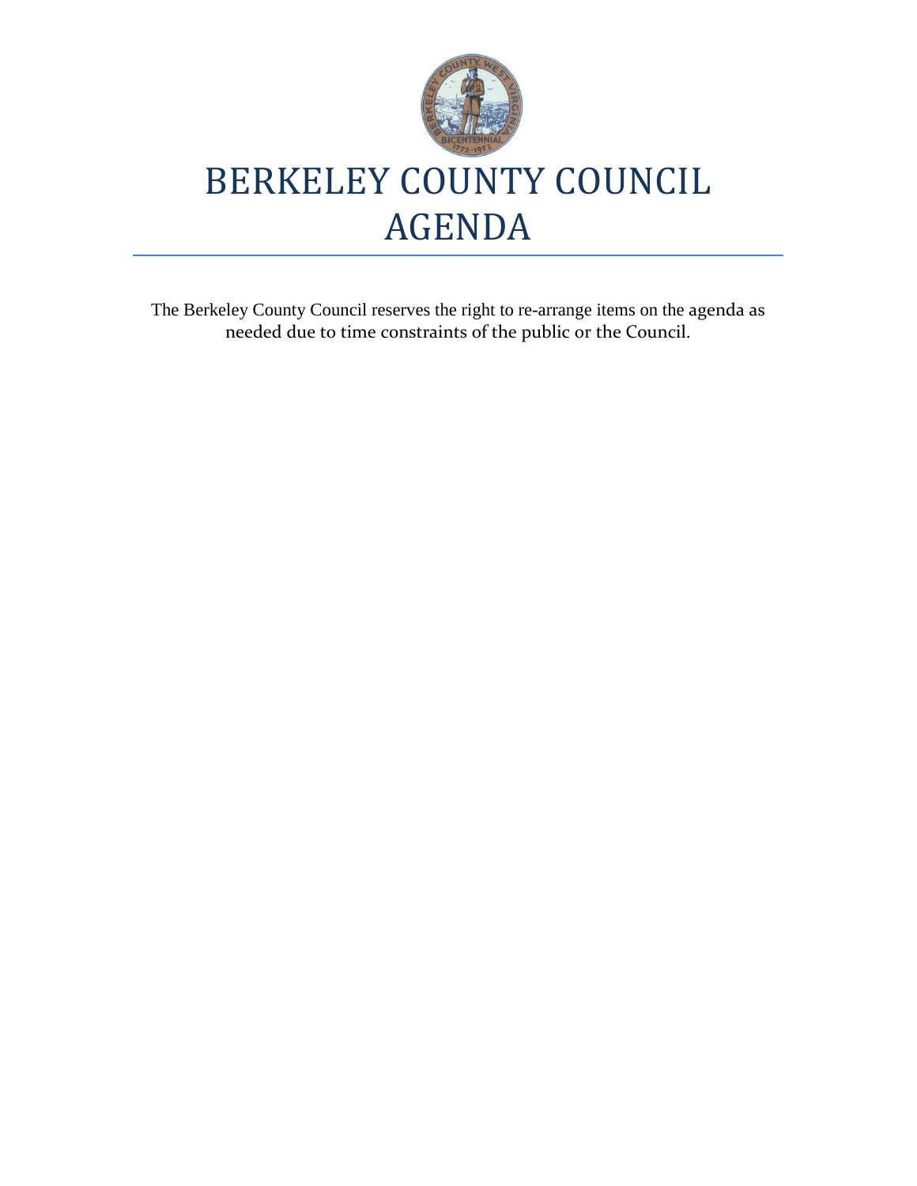# BERKELEY COUNTY COUNCIL AGENDA

The Berkeley County Council reserves the right to re-arrange items on the agenda as needed due to time constraints of the public or the Council.